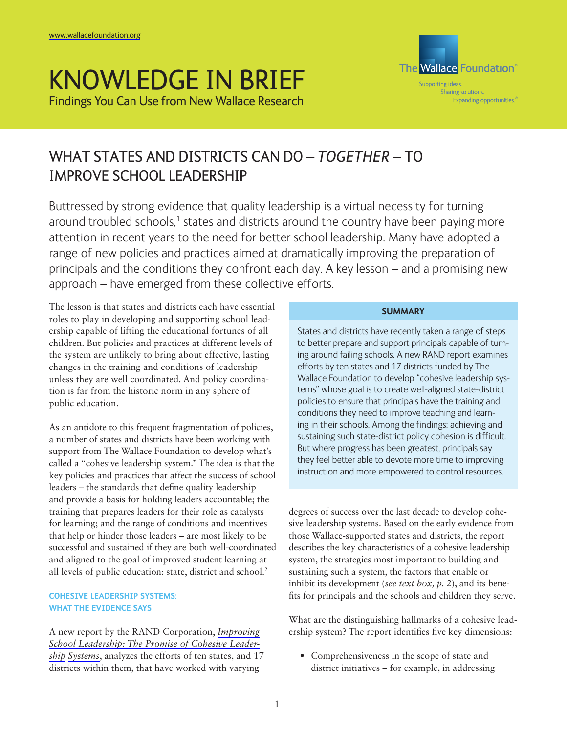www.wallacefoundation.org

# KNOWLEDGE IN BRIEF

Findings You Can Use from New Wallace Research

The Wallace Foundation®

Supporting ideas. Sharing solutions. Expanding opportunities.®

## WHAT STATES AND DISTRICTS CAN DO – *TOGETHER* – TO IMPROVE SCHOOL LEADERSHIP

Buttressed by strong evidence that quality leadership is a virtual necessity for turning around troubled schools,[1] states and districts around the country have been paying more attention in recent years to the need for better school leadership. Many have adopted a range of new policies and practices aimed at dramatically improving the preparation of principals and the conditions they confront each day. A key lesson – and a promising new approach – have emerged from these collective efforts.

The lesson is that states and districts each have essential roles to play in developing and supporting school leadership capable of lifting the educational fortunes of all children. But policies and practices at different levels of the system are unlikely to bring about effective, lasting changes in the training and conditions of leadership unless they are well coordinated. And policy coordination is far from the historic norm in any sphere of public education.

As an antidote to this frequent fragmentation of policies, a number of states and districts have been working with support from The Wallace Foundation to develop what's called a "cohesive leadership system." The idea is that the key policies and practices that affect the success of school leaders – the standards that define quality leadership and provide a basis for holding leaders accountable; the training that prepares leaders for their role as catalysts for learning; and the range of conditions and incentives that help or hinder those leaders – are most likely to be successful and sustained if they are both well-coordinated and aligned to the goal of improved student learning at all levels of public education: state, district and school.[2]

### COHESIVE LEADERSHIP SYSTEMS: WHAT THE EVIDENCE SAYS

A new report by the RAND Corporation, *Improving School Leadership: The Promise of Cohesive Leadership Systems*, analyzes the efforts of ten states, and 17 districts within them, that have worked with varying degrees of success over the last decade to develop cohesive leadership systems. Based on the early evidence from those Wallace-supported states and districts, the report describes the key characteristics of a cohesive leadership system, the strategies most important to building and sustaining such a system, the factors that enable or inhibit its development (*see text box, p. 2*), and its benefits for principals and the schools and children they serve.

> **SUMMARY**
>
> States and districts have recently taken a range of steps to better prepare and support principals capable of turning around failing schools. A new RAND report examines efforts by ten states and 17 districts funded by The Wallace Foundation to develop "cohesive leadership systems" whose goal is to create well-aligned state-district policies to ensure that principals have the training and conditions they need to improve teaching and learning in their schools. Among the findings: achieving and sustaining such state-district policy cohesion is difficult. But where progress has been greatest, principals say they feel better able to devote more time to improving instruction and more empowered to control resources.

What are the distinguishing hallmarks of a cohesive leadership system? The report identifies five key dimensions:

- Comprehensiveness in the scope of state and district initiatives – for example, in addressing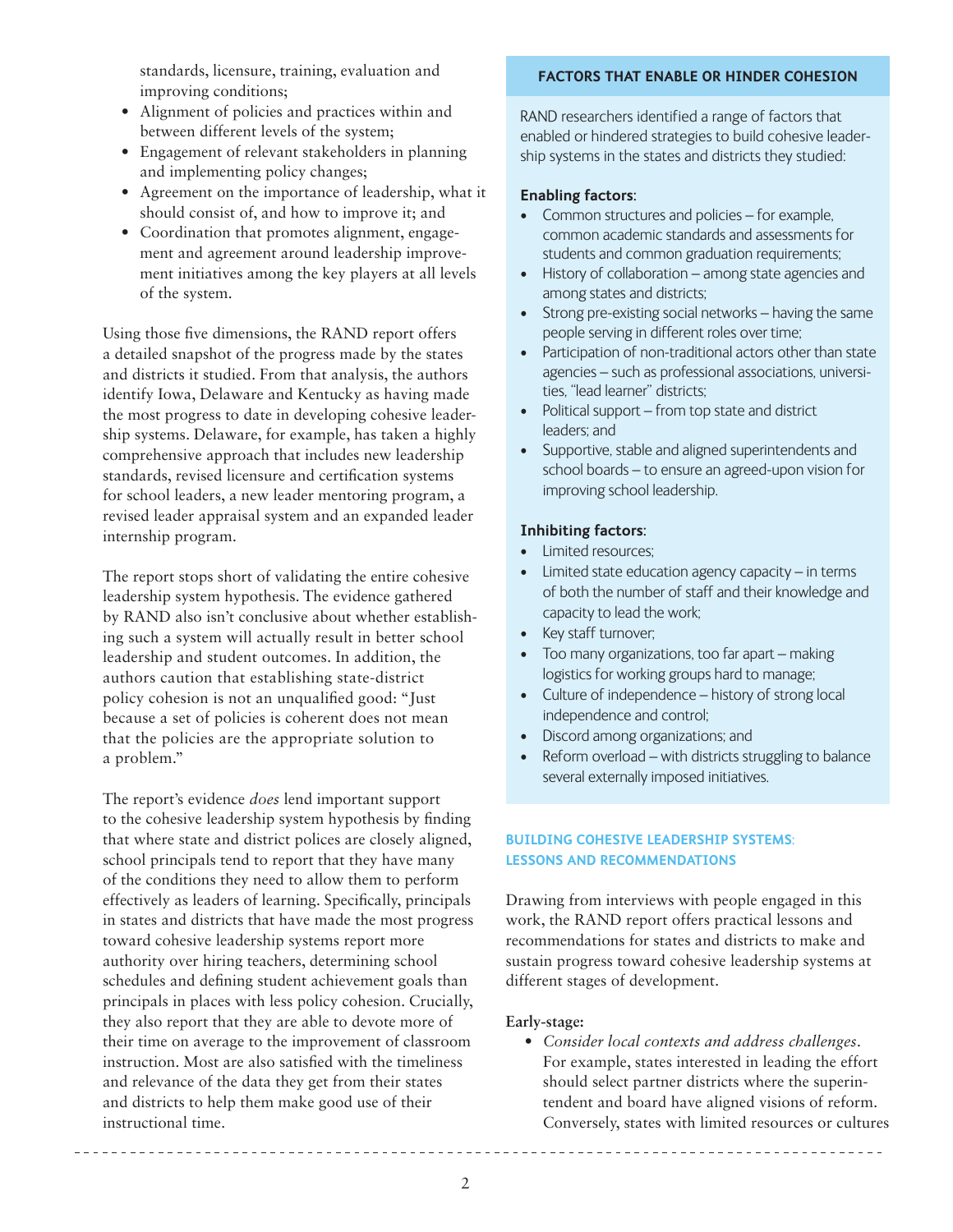standards, licensure, training, evaluation and improving conditions;
- Alignment of policies and practices within and between different levels of the system;
- Engagement of relevant stakeholders in planning and implementing policy changes;
- Agreement on the importance of leadership, what it should consist of, and how to improve it; and
- Coordination that promotes alignment, engagement and agreement around leadership improvement initiatives among the key players at all levels of the system.

Using those five dimensions, the RAND report offers a detailed snapshot of the progress made by the states and districts it studied. From that analysis, the authors identify Iowa, Delaware and Kentucky as having made the most progress to date in developing cohesive leadership systems. Delaware, for example, has taken a highly comprehensive approach that includes new leadership standards, revised licensure and certification systems for school leaders, a new leader mentoring program, a revised leader appraisal system and an expanded leader internship program.

The report stops short of validating the entire cohesive leadership system hypothesis. The evidence gathered by RAND also isn't conclusive about whether establishing such a system will actually result in better school leadership and student outcomes. In addition, the authors caution that establishing state-district policy cohesion is not an unqualified good: "Just because a set of policies is coherent does not mean that the policies are the appropriate solution to a problem."

The report's evidence *does* lend important support to the cohesive leadership system hypothesis by finding that where state and district polices are closely aligned, school principals tend to report that they have many of the conditions they need to allow them to perform effectively as leaders of learning. Specifically, principals in states and districts that have made the most progress toward cohesive leadership systems report more authority over hiring teachers, determining school schedules and defining student achievement goals than principals in places with less policy cohesion. Crucially, they also report that they are able to devote more of their time on average to the improvement of classroom instruction. Most are also satisfied with the timeliness and relevance of the data they get from their states and districts to help them make good use of their instructional time.

### FACTORS THAT ENABLE OR HINDER COHESION

RAND researchers identified a range of factors that enabled or hindered strategies to build cohesive leadership systems in the states and districts they studied:

**Enabling factors:**

- Common structures and policies – for example, common academic standards and assessments for students and common graduation requirements;
- History of collaboration – among state agencies and among states and districts;
- Strong pre-existing social networks – having the same people serving in different roles over time;
- Participation of non-traditional actors other than state agencies – such as professional associations, universities, "lead learner" districts;
- Political support – from top state and district leaders; and
- Supportive, stable and aligned superintendents and school boards – to ensure an agreed-upon vision for improving school leadership.

**Inhibiting factors:**

- Limited resources;
- Limited state education agency capacity – in terms of both the number of staff and their knowledge and capacity to lead the work;
- Key staff turnover;
- Too many organizations, too far apart – making logistics for working groups hard to manage;
- Culture of independence – history of strong local independence and control;
- Discord among organizations; and
- Reform overload – with districts struggling to balance several externally imposed initiatives.

## BUILDING COHESIVE LEADERSHIP SYSTEMS: LESSONS AND RECOMMENDATIONS

Drawing from interviews with people engaged in this work, the RAND report offers practical lessons and recommendations for states and districts to make and sustain progress toward cohesive leadership systems at different stages of development.

**Early-stage:**

- *Consider local contexts and address challenges*. For example, states interested in leading the effort should select partner districts where the superintendent and board have aligned visions of reform. Conversely, states with limited resources or cultures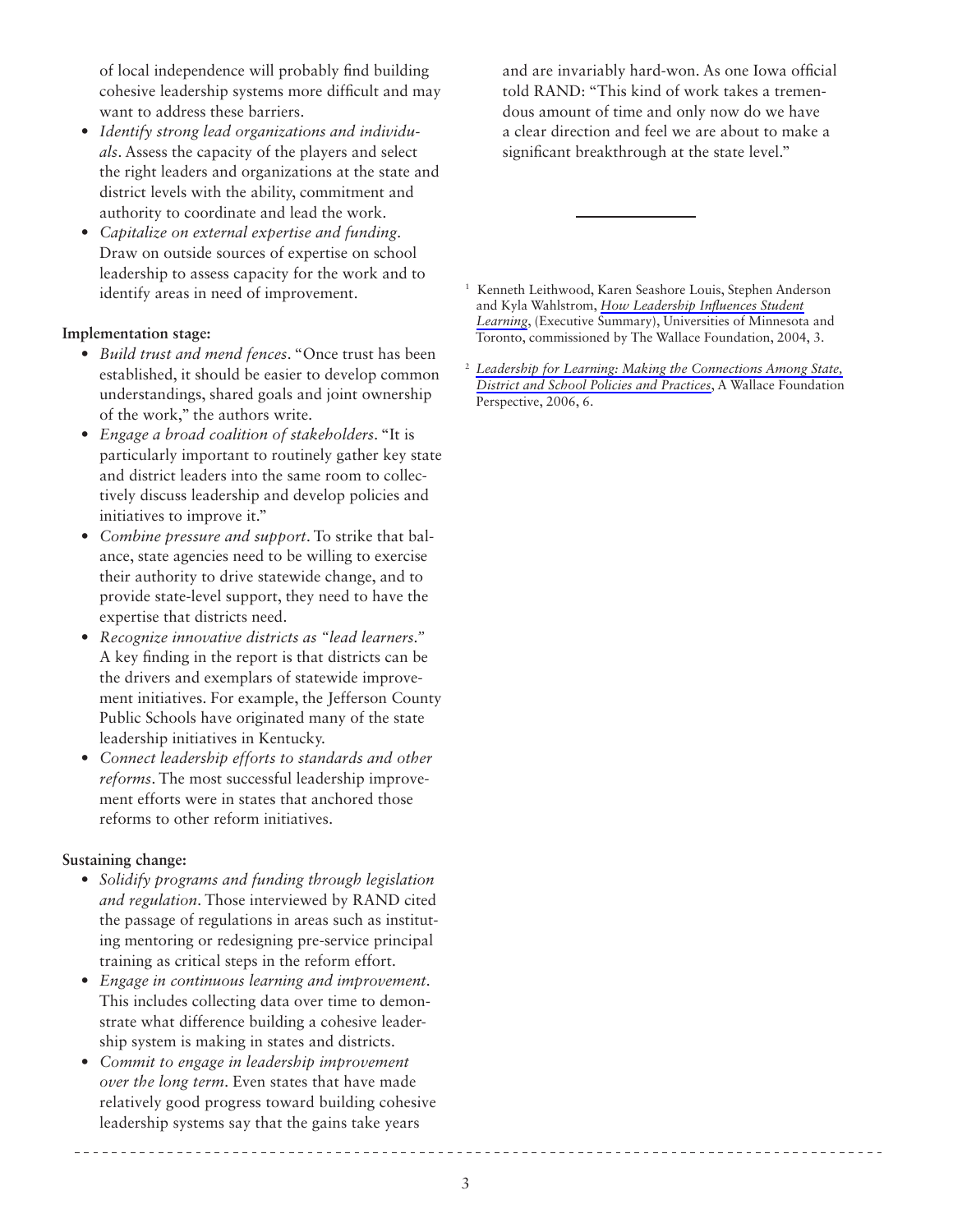of local independence will probably find building cohesive leadership systems more difficult and may want to address these barriers.

- *Identify strong lead organizations and individuals*. Assess the capacity of the players and select the right leaders and organizations at the state and district levels with the ability, commitment and authority to coordinate and lead the work.
- *Capitalize on external expertise and funding*. Draw on outside sources of expertise on school leadership to assess capacity for the work and to identify areas in need of improvement.

**Implementation stage:**

- *Build trust and mend fences*. "Once trust has been established, it should be easier to develop common understandings, shared goals and joint ownership of the work," the authors write.
- *Engage a broad coalition of stakeholders*. "It is particularly important to routinely gather key state and district leaders into the same room to collectively discuss leadership and develop policies and initiatives to improve it."
- *Combine pressure and support*. To strike that balance, state agencies need to be willing to exercise their authority to drive statewide change, and to provide state-level support, they need to have the expertise that districts need.
- *Recognize innovative districts as "lead learners."* A key finding in the report is that districts can be the drivers and exemplars of statewide improvement initiatives. For example, the Jefferson County Public Schools have originated many of the state leadership initiatives in Kentucky.
- *Connect leadership efforts to standards and other reforms*. The most successful leadership improvement efforts were in states that anchored those reforms to other reform initiatives.

**Sustaining change:**

- *Solidify programs and funding through legislation and regulation*. Those interviewed by RAND cited the passage of regulations in areas such as instituting mentoring or redesigning pre-service principal training as critical steps in the reform effort.
- *Engage in continuous learning and improvement*. This includes collecting data over time to demonstrate what difference building a cohesive leadership system is making in states and districts.
- *Commit to engage in leadership improvement over the long term*. Even states that have made relatively good progress toward building cohesive leadership systems say that the gains take years and are invariably hard-won. As one Iowa official told RAND: "This kind of work takes a tremendous amount of time and only now do we have a clear direction and feel we are about to make a significant breakthrough at the state level."

---

[1] Kenneth Leithwood, Karen Seashore Louis, Stephen Anderson and Kyla Wahlstrom, *How Leadership Influences Student Learning*, (Executive Summary), Universities of Minnesota and Toronto, commissioned by The Wallace Foundation, 2004, 3.

[2] *Leadership for Learning: Making the Connections Among State, District and School Policies and Practices*, A Wallace Foundation Perspective, 2006, 6.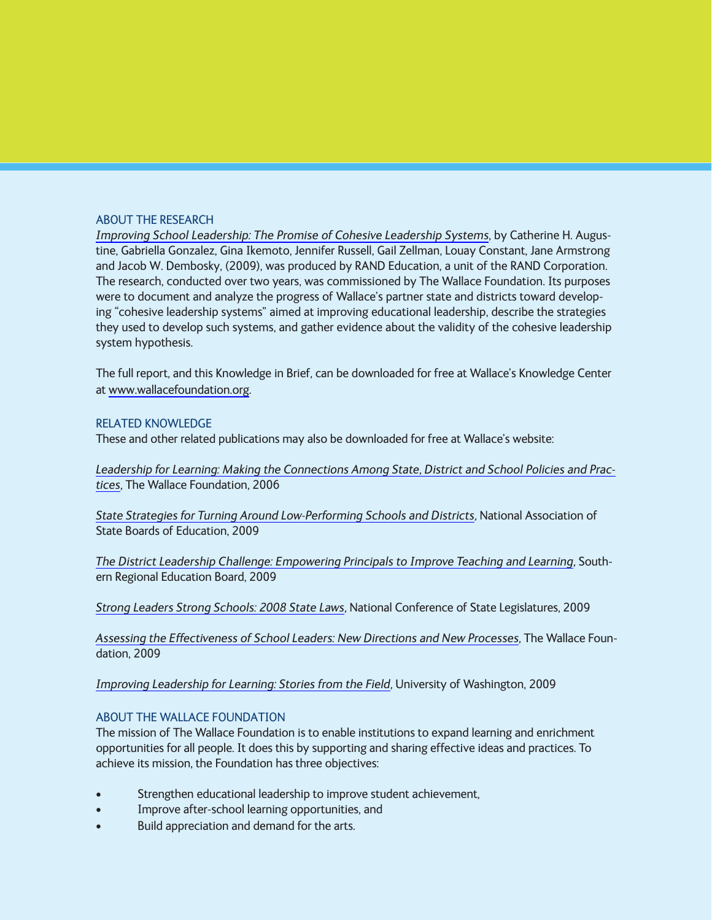## ABOUT THE RESEARCH

*Improving School Leadership: The Promise of Cohesive Leadership Systems*, by Catherine H. Augustine, Gabriella Gonzalez, Gina Ikemoto, Jennifer Russell, Gail Zellman, Louay Constant, Jane Armstrong and Jacob W. Dembosky, (2009), was produced by RAND Education, a unit of the RAND Corporation. The research, conducted over two years, was commissioned by The Wallace Foundation. Its purposes were to document and analyze the progress of Wallace's partner state and districts toward developing "cohesive leadership systems" aimed at improving educational leadership, describe the strategies they used to develop such systems, and gather evidence about the validity of the cohesive leadership system hypothesis.

The full report, and this Knowledge in Brief, can be downloaded for free at Wallace's Knowledge Center at www.wallacefoundation.org.

## RELATED KNOWLEDGE

These and other related publications may also be downloaded for free at Wallace's website:

*Leadership for Learning: Making the Connections Among State, District and School Policies and Practices*, The Wallace Foundation, 2006

*State Strategies for Turning Around Low-Performing Schools and Districts*, National Association of State Boards of Education, 2009

*The District Leadership Challenge: Empowering Principals to Improve Teaching and Learning*, Southern Regional Education Board, 2009

*Strong Leaders Strong Schools: 2008 State Laws*, National Conference of State Legislatures, 2009

*Assessing the Effectiveness of School Leaders: New Directions and New Processes*, The Wallace Foundation, 2009

*Improving Leadership for Learning: Stories from the Field*, University of Washington, 2009

## ABOUT THE WALLACE FOUNDATION

The mission of The Wallace Foundation is to enable institutions to expand learning and enrichment opportunities for all people. It does this by supporting and sharing effective ideas and practices. To achieve its mission, the Foundation has three objectives:

- Strengthen educational leadership to improve student achievement,
- Improve after-school learning opportunities, and
- Build appreciation and demand for the arts.